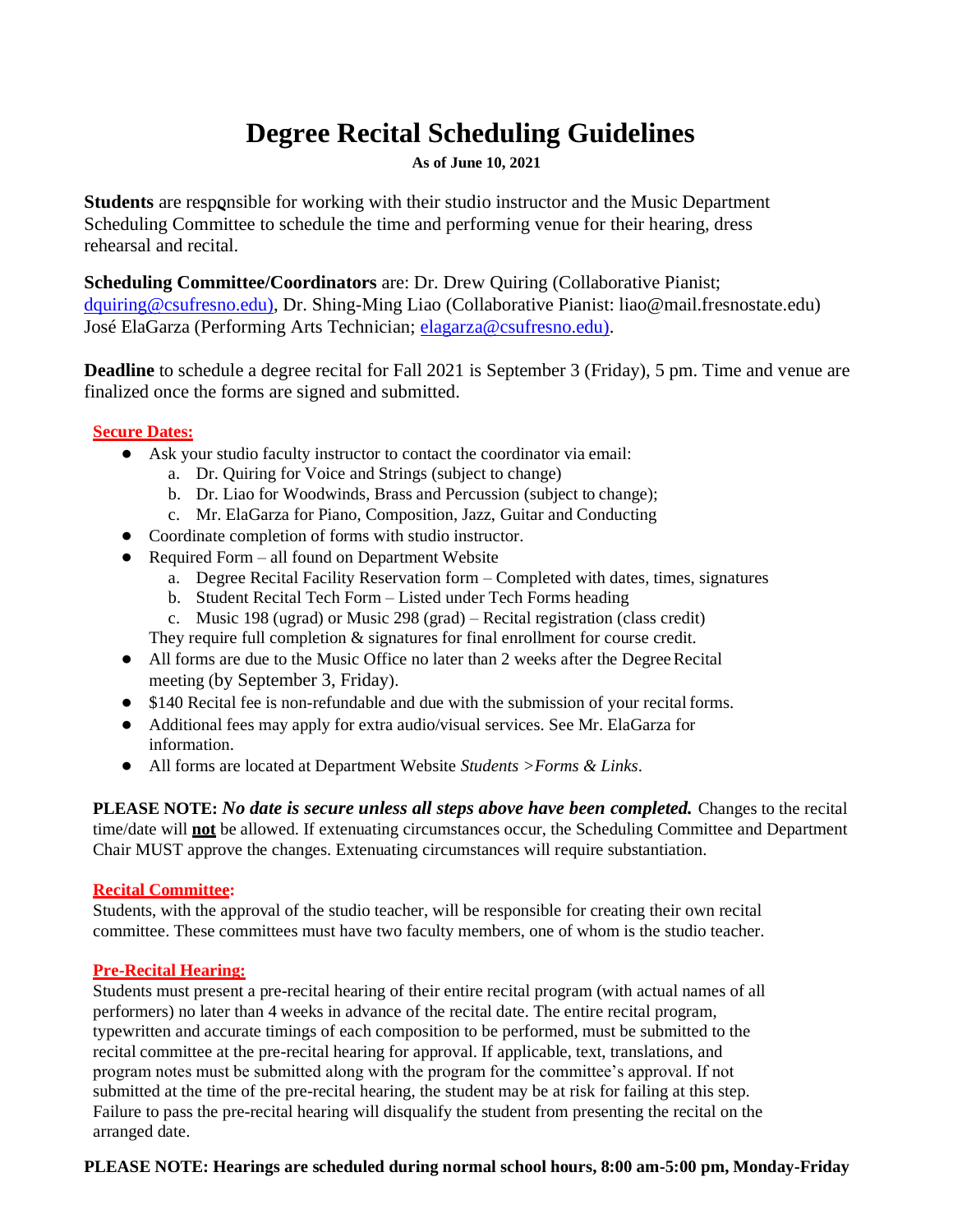# Degree Recital Scheduling Guidelines

**As of June 10, 2021**

**Students** are responsible for working with their studio instructor and the Music Department Scheduling Committee to schedule the time and performing venue for their hearing, dress rehearsal and recital.

**Scheduling Committee/Coordinators** are: Dr. Drew Quiring (Collaborative Pianist; dquiring@csufresno.edu), Dr. Shing-Ming Liao (Collaborative Pianist: liao@mail.fresnostate.edu) José ElaGarza (Performing Arts Technician; elagarza@csufresno.edu).

**Deadline** to schedule a degree recital for Fall 2021 is September 3 (Friday), 5 pm. Time and venue are finalized once the forms are signed and submitted.

**Secure Dates:**

- Ask your studio faculty instructor to contact the coordinator via email:
  a. Dr. Quiring for Voice and Strings (subject to change)
  b. Dr. Liao for Woodwinds, Brass and Percussion (subject to change);
  c. Mr. ElaGarza for Piano, Composition, Jazz, Guitar and Conducting
- Coordinate completion of forms with studio instructor.
- Required Form – all found on Department Website
  a. Degree Recital Facility Reservation form – Completed with dates, times, signatures
  b. Student Recital Tech Form – Listed under Tech Forms heading
  c. Music 198 (ugrad) or Music 298 (grad) – Recital registration (class credit)

  They require full completion & signatures for final enrollment for course credit.
- All forms are due to the Music Office no later than 2 weeks after the Degree Recital meeting (by September 3, Friday).
- $140 Recital fee is non-refundable and due with the submission of your recital forms.
- Additional fees may apply for extra audio/visual services. See Mr. ElaGarza for information.
- All forms are located at Department Website *Students >Forms & Links*.

**PLEASE NOTE:** ***No date is secure unless all steps above have been completed.*** Changes to the recital time/date will **not** be allowed. If extenuating circumstances occur, the Scheduling Committee and Department Chair MUST approve the changes. Extenuating circumstances will require substantiation.

**Recital Committee:**

Students, with the approval of the studio teacher, will be responsible for creating their own recital committee. These committees must have two faculty members, one of whom is the studio teacher.

**Pre-Recital Hearing:**

Students must present a pre-recital hearing of their entire recital program (with actual names of all performers) no later than 4 weeks in advance of the recital date. The entire recital program, typewritten and accurate timings of each composition to be performed, must be submitted to the recital committee at the pre-recital hearing for approval. If applicable, text, translations, and program notes must be submitted along with the program for the committee's approval. If not submitted at the time of the pre-recital hearing, the student may be at risk for failing at this step. Failure to pass the pre-recital hearing will disqualify the student from presenting the recital on the arranged date.

**PLEASE NOTE: Hearings are scheduled during normal school hours, 8:00 am-5:00 pm, Monday-Friday**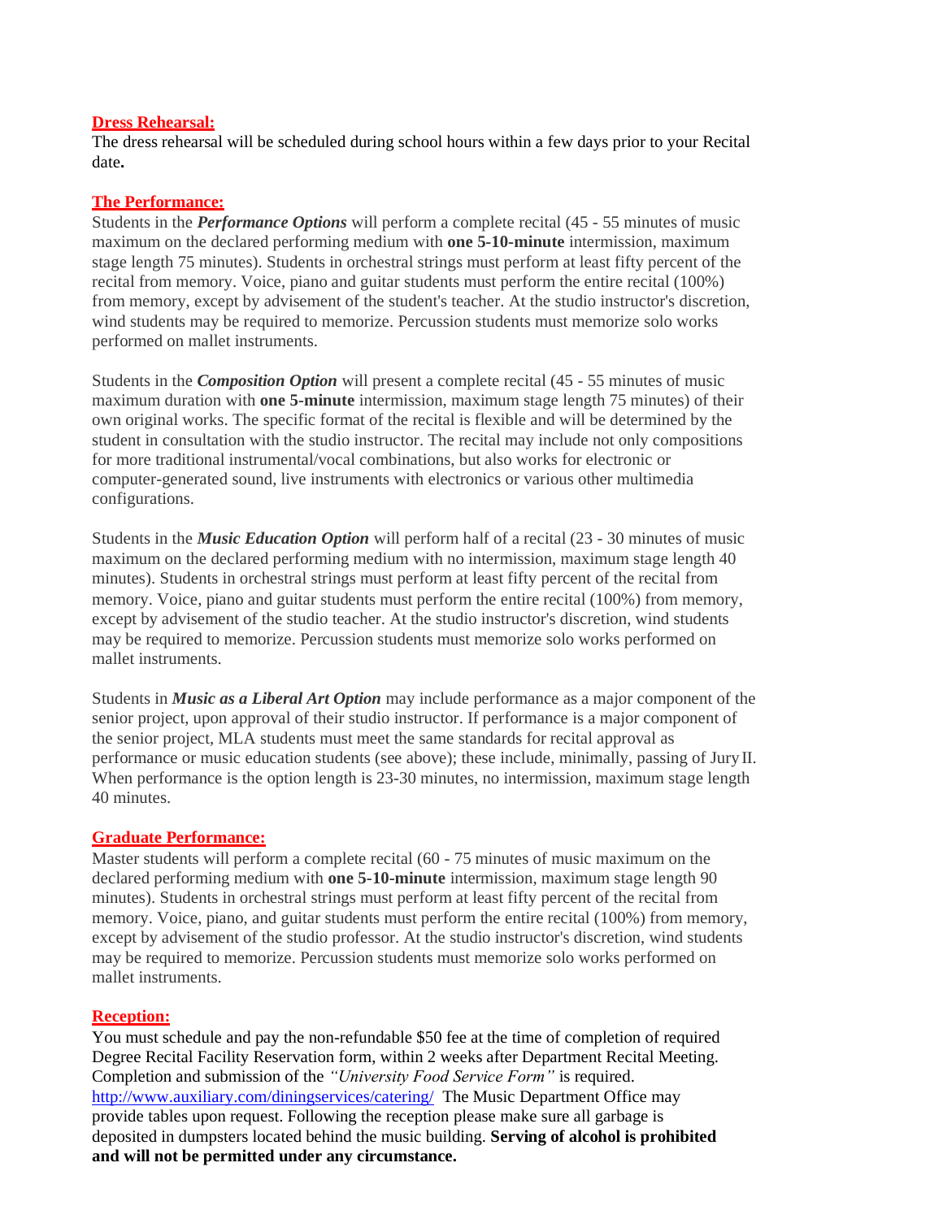**Dress Rehearsal:**

The dress rehearsal will be scheduled during school hours within a few days prior to your Recital date**.**

**The Performance:**

Students in the ***Performance Options*** will perform a complete recital (45 - 55 minutes of music maximum on the declared performing medium with **one 5-10-minute** intermission, maximum stage length 75 minutes). Students in orchestral strings must perform at least fifty percent of the recital from memory. Voice, piano and guitar students must perform the entire recital (100%) from memory, except by advisement of the student's teacher. At the studio instructor's discretion, wind students may be required to memorize. Percussion students must memorize solo works performed on mallet instruments.

Students in the ***Composition Option*** will present a complete recital (45 - 55 minutes of music maximum duration with **one 5-minute** intermission, maximum stage length 75 minutes) of their own original works. The specific format of the recital is flexible and will be determined by the student in consultation with the studio instructor. The recital may include not only compositions for more traditional instrumental/vocal combinations, but also works for electronic or computer-generated sound, live instruments with electronics or various other multimedia configurations.

Students in the ***Music Education Option*** will perform half of a recital (23 - 30 minutes of music maximum on the declared performing medium with no intermission, maximum stage length 40 minutes). Students in orchestral strings must perform at least fifty percent of the recital from memory. Voice, piano and guitar students must perform the entire recital (100%) from memory, except by advisement of the studio teacher. At the studio instructor's discretion, wind students may be required to memorize. Percussion students must memorize solo works performed on mallet instruments.

Students in ***Music as a Liberal Art Option*** may include performance as a major component of the senior project, upon approval of their studio instructor. If performance is a major component of the senior project, MLA students must meet the same standards for recital approval as performance or music education students (see above); these include, minimally, passing of Jury II. When performance is the option length is 23-30 minutes, no intermission, maximum stage length 40 minutes.

**Graduate Performance:**

Master students will perform a complete recital (60 - 75 minutes of music maximum on the declared performing medium with **one 5-10-minute** intermission, maximum stage length 90 minutes). Students in orchestral strings must perform at least fifty percent of the recital from memory. Voice, piano, and guitar students must perform the entire recital (100%) from memory, except by advisement of the studio professor. At the studio instructor's discretion, wind students may be required to memorize. Percussion students must memorize solo works performed on mallet instruments.

**Reception:**

You must schedule and pay the non-refundable $50 fee at the time of completion of required Degree Recital Facility Reservation form, within 2 weeks after Department Recital Meeting. Completion and submission of the *"University Food Service Form"* is required. http://www.auxiliary.com/diningservices/catering/ The Music Department Office may provide tables upon request. Following the reception please make sure all garbage is deposited in dumpsters located behind the music building. **Serving of alcohol is prohibited and will not be permitted under any circumstance.**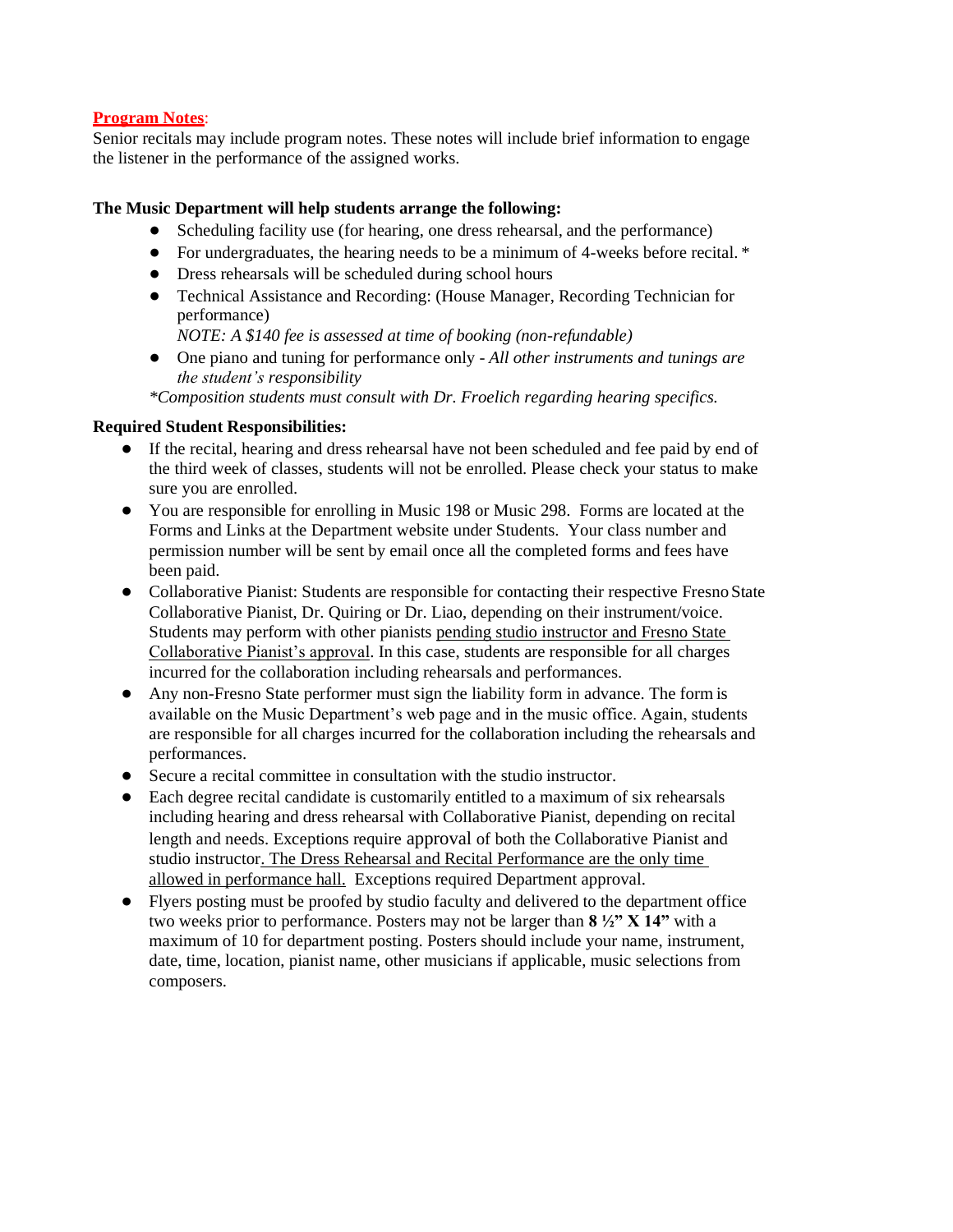**Program Notes**:
Senior recitals may include program notes. These notes will include brief information to engage the listener in the performance of the assigned works.

**The Music Department will help students arrange the following:**

- Scheduling facility use (for hearing, one dress rehearsal, and the performance)
- For undergraduates, the hearing needs to be a minimum of 4-weeks before recital. *
- Dress rehearsals will be scheduled during school hours
- Technical Assistance and Recording: (House Manager, Recording Technician for performance)
  *NOTE: A $140 fee is assessed at time of booking (non-refundable)*
- One piano and tuning for performance only - *All other instruments and tunings are the student's responsibility*

*\*Composition students must consult with Dr. Froelich regarding hearing specifics.*

**Required Student Responsibilities:**

- If the recital, hearing and dress rehearsal have not been scheduled and fee paid by end of the third week of classes, students will not be enrolled. Please check your status to make sure you are enrolled.
- You are responsible for enrolling in Music 198 or Music 298. Forms are located at the Forms and Links at the Department website under Students. Your class number and permission number will be sent by email once all the completed forms and fees have been paid.
- Collaborative Pianist: Students are responsible for contacting their respective Fresno State Collaborative Pianist, Dr. Quiring or Dr. Liao, depending on their instrument/voice. Students may perform with other pianists <u>pending studio instructor and Fresno State Collaborative Pianist's approval</u>. In this case, students are responsible for all charges incurred for the collaboration including rehearsals and performances.
- Any non-Fresno State performer must sign the liability form in advance. The form is available on the Music Department's web page and in the music office. Again, students are responsible for all charges incurred for the collaboration including the rehearsals and performances.
- Secure a recital committee in consultation with the studio instructor.
- Each degree recital candidate is customarily entitled to a maximum of six rehearsals including hearing and dress rehearsal with Collaborative Pianist, depending on recital length and needs. Exceptions require approval of both the Collaborative Pianist and studio instructor<u>. The Dress Rehearsal and Recital Performance are the only time allowed in performance hall.</u> Exceptions required Department approval.
- Flyers posting must be proofed by studio faculty and delivered to the department office two weeks prior to performance. Posters may not be larger than **8 ½" X 14"** with a maximum of 10 for department posting. Posters should include your name, instrument, date, time, location, pianist name, other musicians if applicable, music selections from composers.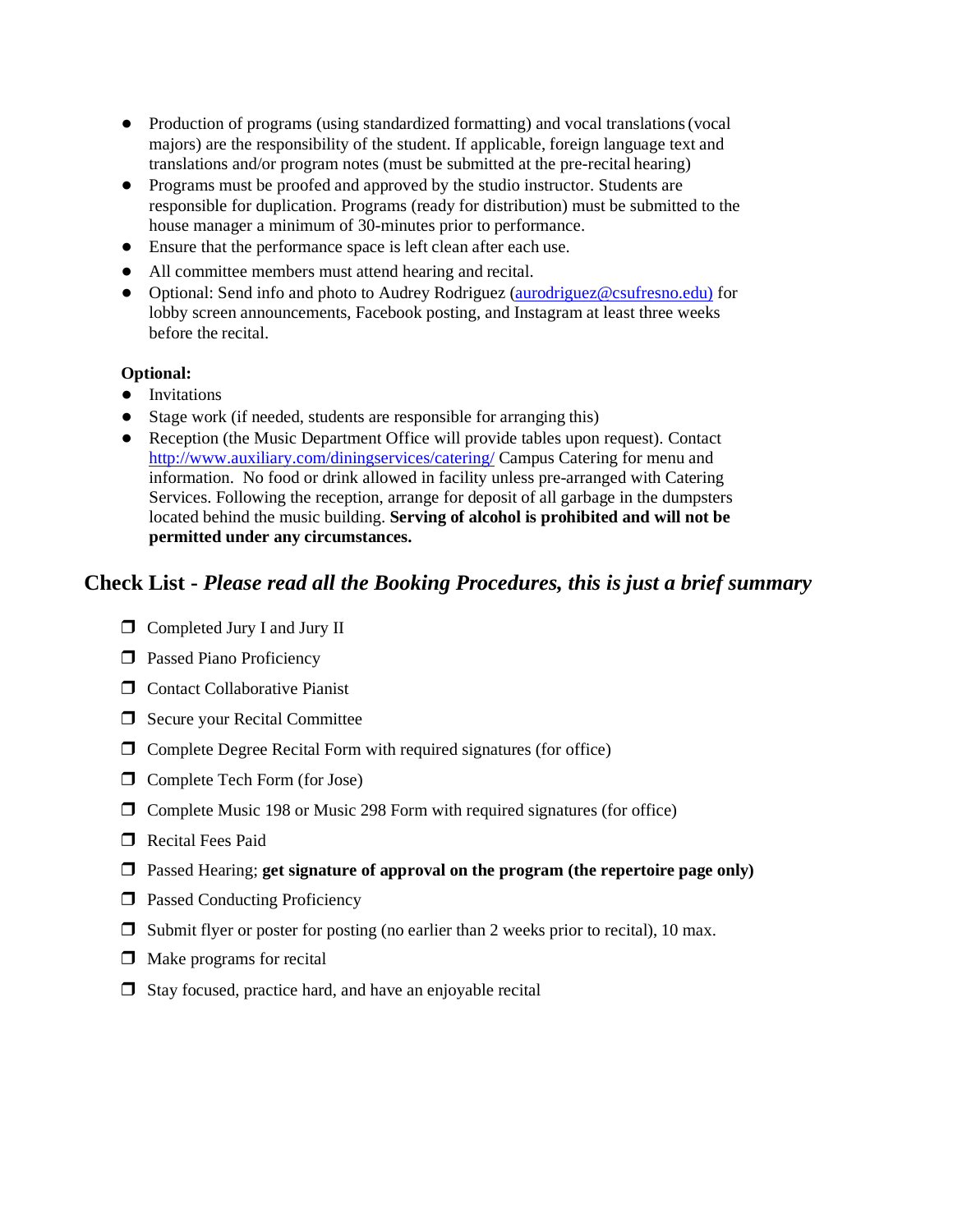- Production of programs (using standardized formatting) and vocal translations (vocal majors) are the responsibility of the student. If applicable, foreign language text and translations and/or program notes (must be submitted at the pre-recital hearing)
- Programs must be proofed and approved by the studio instructor. Students are responsible for duplication. Programs (ready for distribution) must be submitted to the house manager a minimum of 30-minutes prior to performance.
- Ensure that the performance space is left clean after each use.
- All committee members must attend hearing and recital.
- Optional: Send info and photo to Audrey Rodriguez ([aurodriguez@csufresno.edu)](mailto:aurodriguez@csufresno.edu) for lobby screen announcements, Facebook posting, and Instagram at least three weeks before the recital.

**Optional:**

- Invitations
- Stage work (if needed, students are responsible for arranging this)
- Reception (the Music Department Office will provide tables upon request). Contact [http://www.auxiliary.com/diningservices/catering/](http://www.auxiliary.com/diningservices/catering/) Campus Catering for menu and information. No food or drink allowed in facility unless pre-arranged with Catering Services. Following the reception, arrange for deposit of all garbage in the dumpsters located behind the music building. **Serving of alcohol is prohibited and will not be permitted under any circumstances.**

## Check List - *Please read all the Booking Procedures, this is just a brief summary*

- ❒ Completed Jury I and Jury II
- ❒ Passed Piano Proficiency
- ❒ Contact Collaborative Pianist
- ❒ Secure your Recital Committee
- ❒ Complete Degree Recital Form with required signatures (for office)
- ❒ Complete Tech Form (for Jose)
- ❒ Complete Music 198 or Music 298 Form with required signatures (for office)
- ❒ Recital Fees Paid
- ❒ Passed Hearing; **get signature of approval on the program (the repertoire page only)**
- ❒ Passed Conducting Proficiency
- ❒ Submit flyer or poster for posting (no earlier than 2 weeks prior to recital), 10 max.
- ❒ Make programs for recital
- ❒ Stay focused, practice hard, and have an enjoyable recital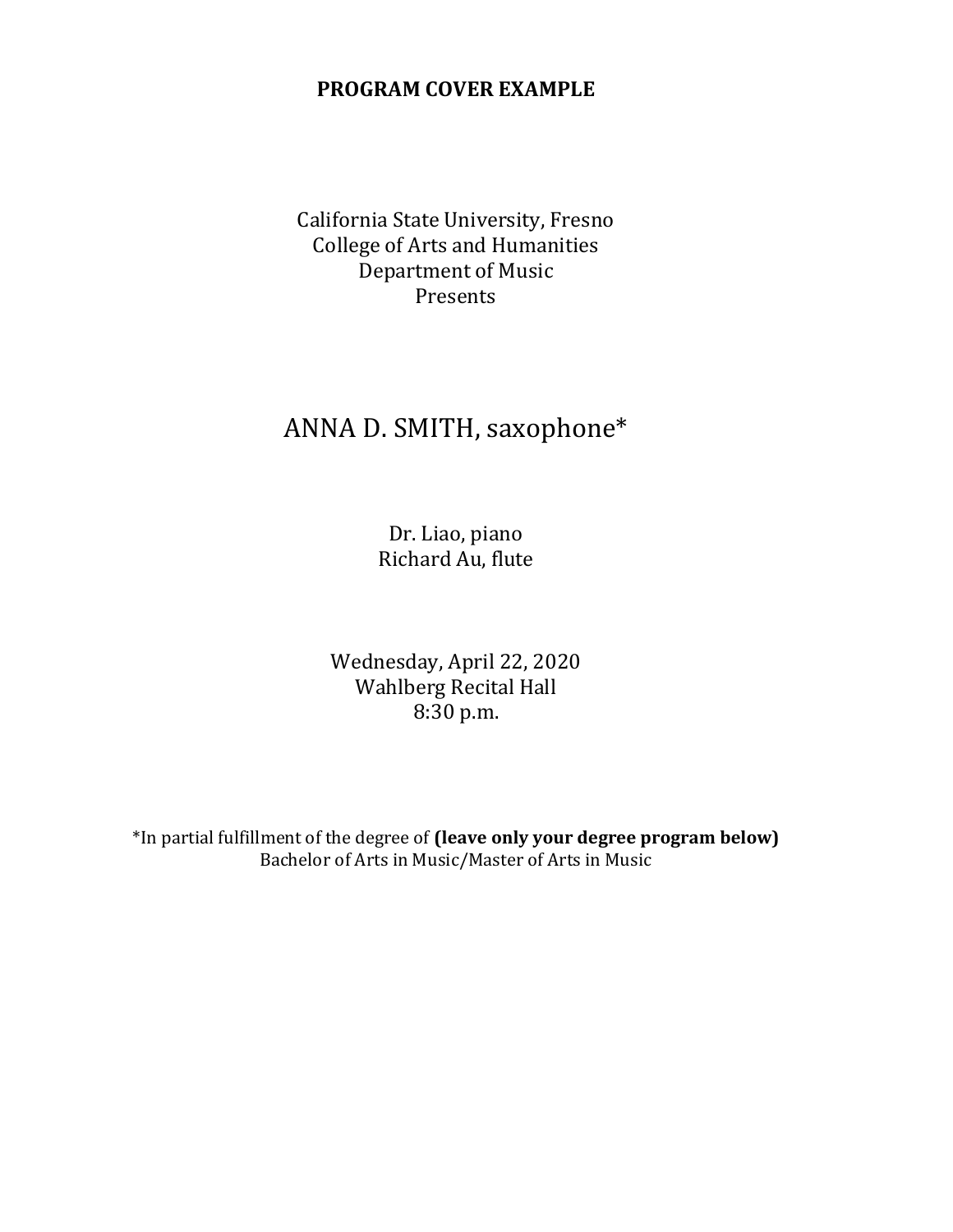**PROGRAM COVER EXAMPLE**

California State University, Fresno
College of Arts and Humanities
Department of Music
Presents

ANNA D. SMITH, saxophone*

Dr. Liao, piano
Richard Au, flute

Wednesday, April 22, 2020
Wahlberg Recital Hall
8:30 p.m.

*In partial fulfillment of the degree of **(leave only your degree program below)**
Bachelor of Arts in Music/Master of Arts in Music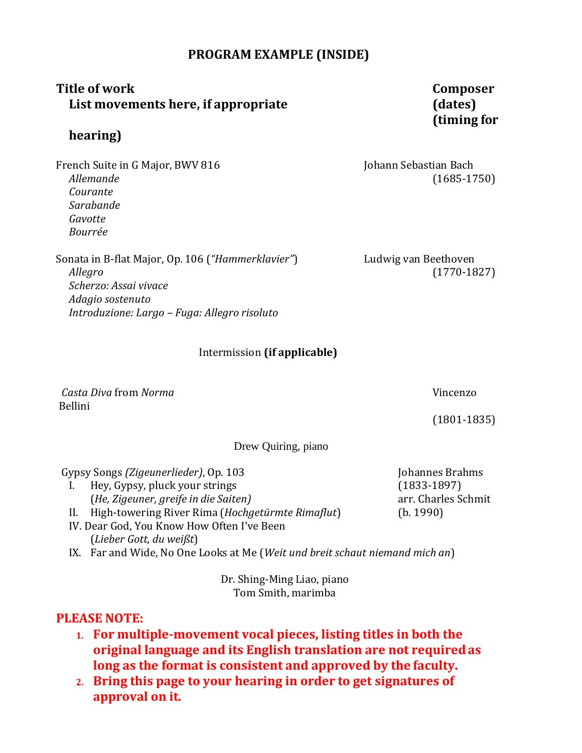## PROGRAM EXAMPLE (INSIDE)

**Title of work** — **Composer (dates)**
**List movements here, if appropriate** — **(timing for hearing)**

French Suite in G Major, BWV 816 — Johann Sebastian Bach (1685-1750)
*Allemande*
*Courante*
*Sarabande*
*Gavotte*
*Bourrée*

Sonata in B-flat Major, Op. 106 (*"Hammerklavier"*) — Ludwig van Beethoven (1770-1827)
*Allegro*
*Scherzo: Assai vivace*
*Adagio sostenuto*
*Introduzione: Largo – Fuga: Allegro risoluto*

Intermission **(if applicable)**

*Casta Diva* from *Norma* — Vincenzo Bellini (1801-1835)

Drew Quiring, piano

Gypsy Songs *(Zigeunerlieder)*, Op. 103 — Johannes Brahms (1833-1897), arr. Charles Schmit (b. 1990)
I. Hey, Gypsy, pluck your strings (*He, Zigeuner, greife in die Saiten)*
II. High-towering River Rima (*Hochgetürmte Rimaflut*)
IV. Dear God, You Know How Often I've Been (*Lieber Gott, du weißt*)
IX. Far and Wide, No One Looks at Me (*Weit und breit schaut niemand mich an*)

Dr. Shing-Ming Liao, piano
Tom Smith, marimba

**PLEASE NOTE:**

1. **For multiple-movement vocal pieces, listing titles in both the original language and its English translation are not required as long as the format is consistent and approved by the faculty.**
2. **Bring this page to your hearing in order to get signatures of approval on it.**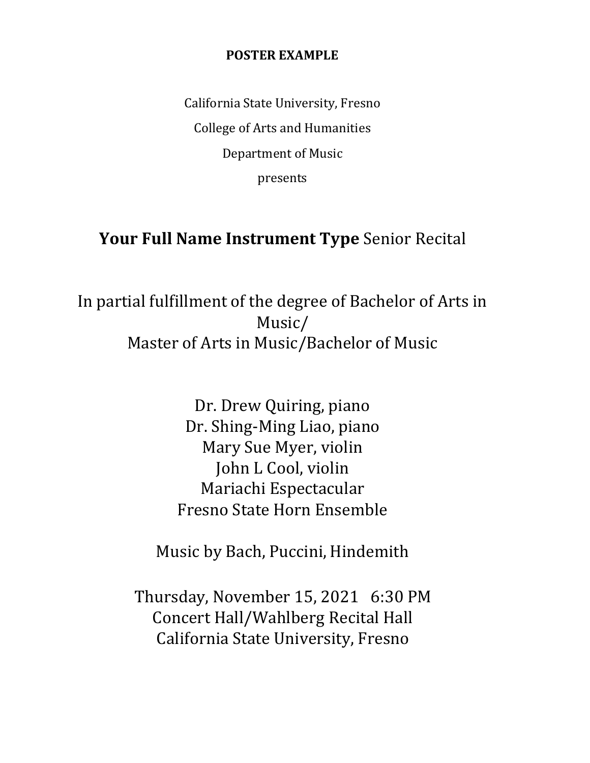**POSTER EXAMPLE**

California State University, Fresno

College of Arts and Humanities

Department of Music

presents

**Your Full Name Instrument Type** Senior Recital

In partial fulfillment of the degree of Bachelor of Arts in Music/
Master of Arts in Music/Bachelor of Music

Dr. Drew Quiring, piano
Dr. Shing-Ming Liao, piano
Mary Sue Myer, violin
John L Cool, violin
Mariachi Espectacular
Fresno State Horn Ensemble

Music by Bach, Puccini, Hindemith

Thursday, November 15, 2021 6:30 PM
Concert Hall/Wahlberg Recital Hall
California State University, Fresno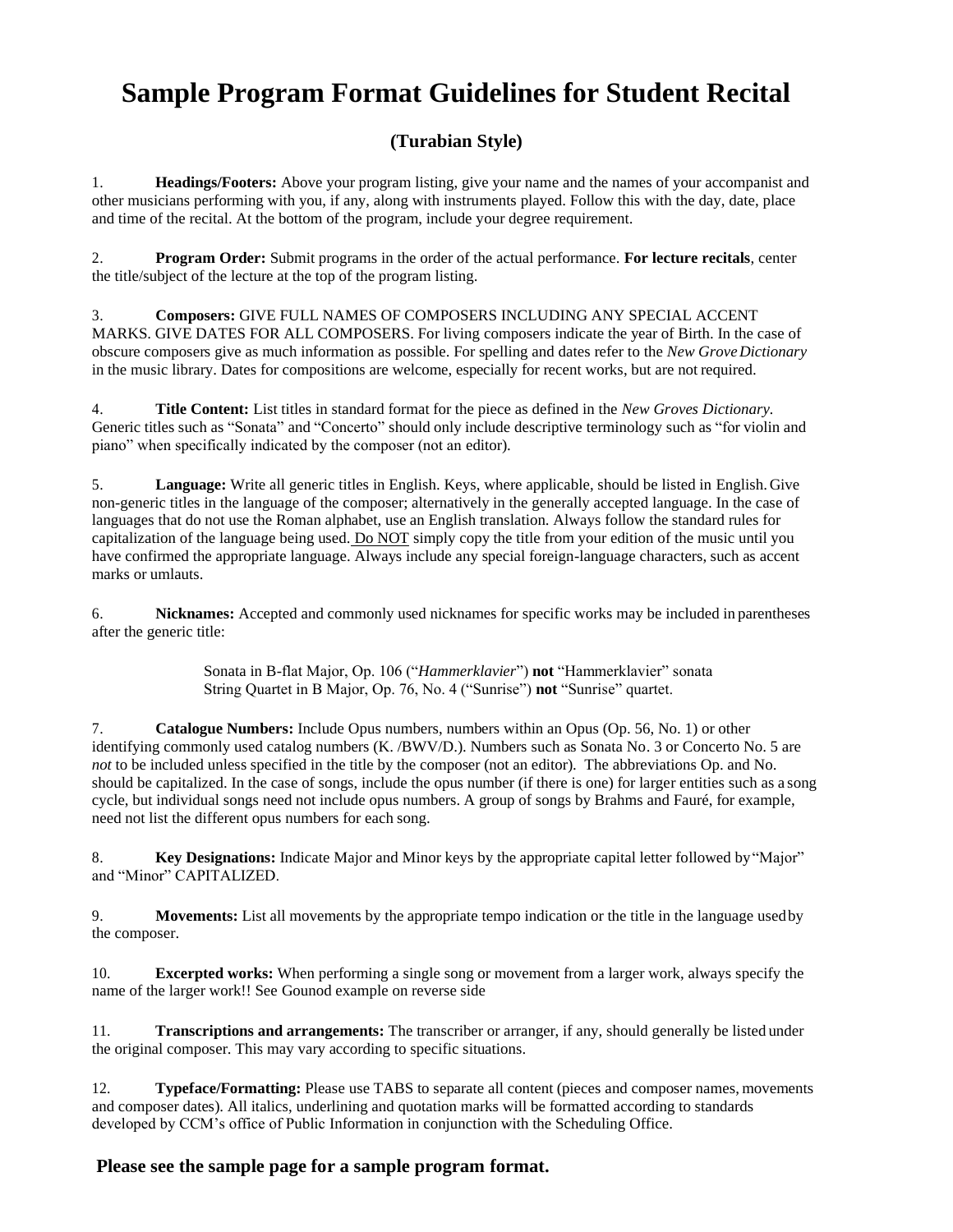# Sample Program Format Guidelines for Student Recital

## (Turabian Style)

1. **Headings/Footers:** Above your program listing, give your name and the names of your accompanist and other musicians performing with you, if any, along with instruments played. Follow this with the day, date, place and time of the recital. At the bottom of the program, include your degree requirement.

2. **Program Order:** Submit programs in the order of the actual performance. **For lecture recitals**, center the title/subject of the lecture at the top of the program listing.

3. **Composers:** GIVE FULL NAMES OF COMPOSERS INCLUDING ANY SPECIAL ACCENT MARKS. GIVE DATES FOR ALL COMPOSERS. For living composers indicate the year of Birth. In the case of obscure composers give as much information as possible. For spelling and dates refer to the *New Grove Dictionary* in the music library. Dates for compositions are welcome, especially for recent works, but are not required.

4. **Title Content:** List titles in standard format for the piece as defined in the *New Groves Dictionary*. Generic titles such as "Sonata" and "Concerto" should only include descriptive terminology such as "for violin and piano" when specifically indicated by the composer (not an editor).

5. **Language:** Write all generic titles in English. Keys, where applicable, should be listed in English. Give non-generic titles in the language of the composer; alternatively in the generally accepted language. In the case of languages that do not use the Roman alphabet, use an English translation. Always follow the standard rules for capitalization of the language being used. <u>Do NOT</u> simply copy the title from your edition of the music until you have confirmed the appropriate language. Always include any special foreign-language characters, such as accent marks or umlauts.

6. **Nicknames:** Accepted and commonly used nicknames for specific works may be included in parentheses after the generic title:

   Sonata in B-flat Major, Op. 106 ("*Hammerklavier*") **not** "Hammerklavier" sonata
   String Quartet in B Major, Op. 76, No. 4 ("Sunrise") **not** "Sunrise" quartet.

7. **Catalogue Numbers:** Include Opus numbers, numbers within an Opus (Op. 56, No. 1) or other identifying commonly used catalog numbers (K. /BWV/D.). Numbers such as Sonata No. 3 or Concerto No. 5 are *not* to be included unless specified in the title by the composer (not an editor). The abbreviations Op. and No. should be capitalized. In the case of songs, include the opus number (if there is one) for larger entities such as a song cycle, but individual songs need not include opus numbers. A group of songs by Brahms and Fauré, for example, need not list the different opus numbers for each song.

8. **Key Designations:** Indicate Major and Minor keys by the appropriate capital letter followed by "Major" and "Minor" CAPITALIZED.

9. **Movements:** List all movements by the appropriate tempo indication or the title in the language used by the composer.

10. **Excerpted works:** When performing a single song or movement from a larger work, always specify the name of the larger work!! See Gounod example on reverse side

11. **Transcriptions and arrangements:** The transcriber or arranger, if any, should generally be listed under the original composer. This may vary according to specific situations.

12. **Typeface/Formatting:** Please use TABS to separate all content (pieces and composer names, movements and composer dates). All italics, underlining and quotation marks will be formatted according to standards developed by CCM's office of Public Information in conjunction with the Scheduling Office.

**Please see the sample page for a sample program format.**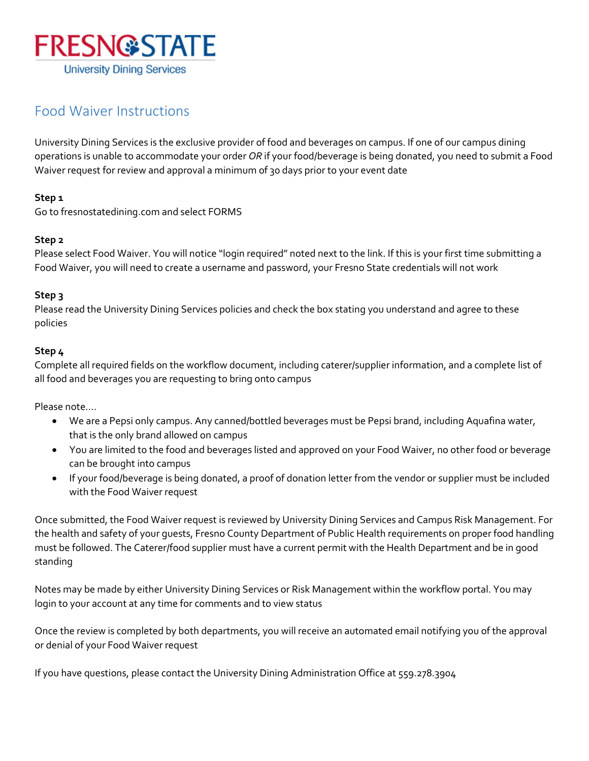FRESNO STATE
University Dining Services

# Food Waiver Instructions

University Dining Services is the exclusive provider of food and beverages on campus. If one of our campus dining operations is unable to accommodate your order *OR* if your food/beverage is being donated, you need to submit a Food Waiver request for review and approval a minimum of 30 days prior to your event date

**Step 1**
Go to fresnostatedining.com and select FORMS

**Step 2**
Please select Food Waiver. You will notice "login required" noted next to the link. If this is your first time submitting a Food Waiver, you will need to create a username and password, your Fresno State credentials will not work

**Step 3**
Please read the University Dining Services policies and check the box stating you understand and agree to these policies

**Step 4**
Complete all required fields on the workflow document, including caterer/supplier information, and a complete list of all food and beverages you are requesting to bring onto campus

Please note….

- We are a Pepsi only campus. Any canned/bottled beverages must be Pepsi brand, including Aquafina water, that is the only brand allowed on campus
- You are limited to the food and beverages listed and approved on your Food Waiver, no other food or beverage can be brought into campus
- If your food/beverage is being donated, a proof of donation letter from the vendor or supplier must be included with the Food Waiver request

Once submitted, the Food Waiver request is reviewed by University Dining Services and Campus Risk Management. For the health and safety of your guests, Fresno County Department of Public Health requirements on proper food handling must be followed. The Caterer/food supplier must have a current permit with the Health Department and be in good standing

Notes may be made by either University Dining Services or Risk Management within the workflow portal. You may login to your account at any time for comments and to view status

Once the review is completed by both departments, you will receive an automated email notifying you of the approval or denial of your Food Waiver request

If you have questions, please contact the University Dining Administration Office at 559.278.3904